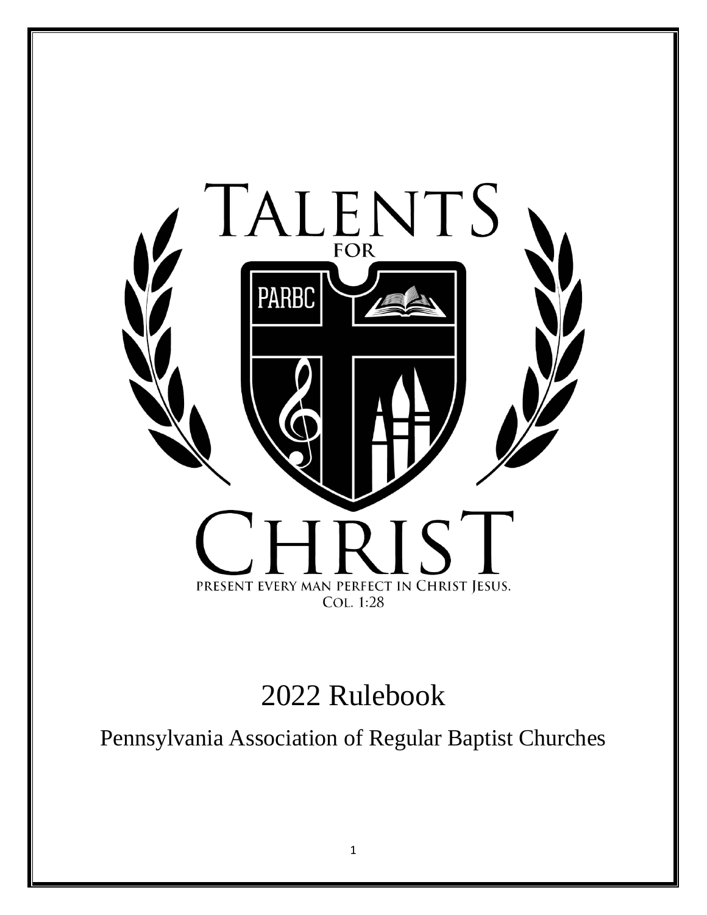# TALENTS FOR CHRIST

PARBC

PRESENT EVERY MAN PERFECT IN CHRIST JESUS.
COL. 1:28

# 2022 Rulebook

## Pennsylvania Association of Regular Baptist Churches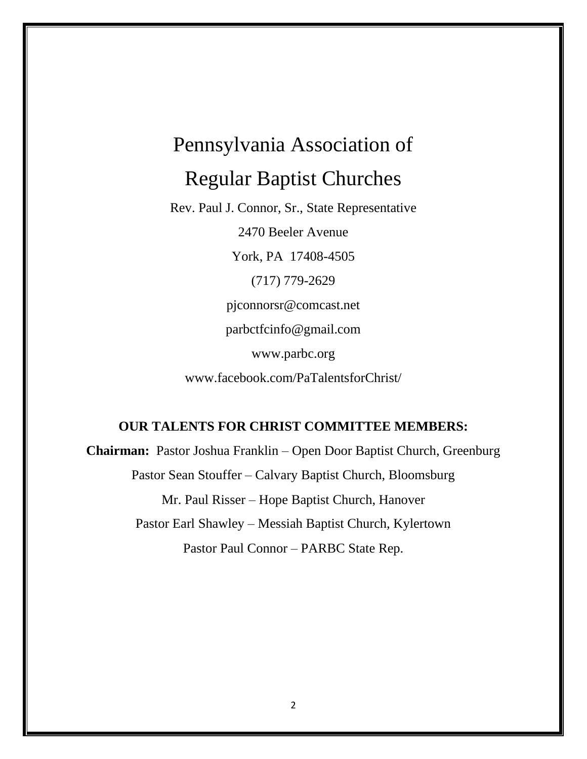# Pennsylvania Association of Regular Baptist Churches

Rev. Paul J. Connor, Sr., State Representative

2470 Beeler Avenue

York, PA 17408-4505

(717) 779-2629

pjconnorsr@comcast.net

parbctfcinfo@gmail.com

www.parbc.org

www.facebook.com/PaTalentsforChrist/

## OUR TALENTS FOR CHRIST COMMITTEE MEMBERS:

**Chairman:** Pastor Joshua Franklin – Open Door Baptist Church, Greenburg

Pastor Sean Stouffer – Calvary Baptist Church, Bloomsburg

Mr. Paul Risser – Hope Baptist Church, Hanover

Pastor Earl Shawley – Messiah Baptist Church, Kylertown

Pastor Paul Connor – PARBC State Rep.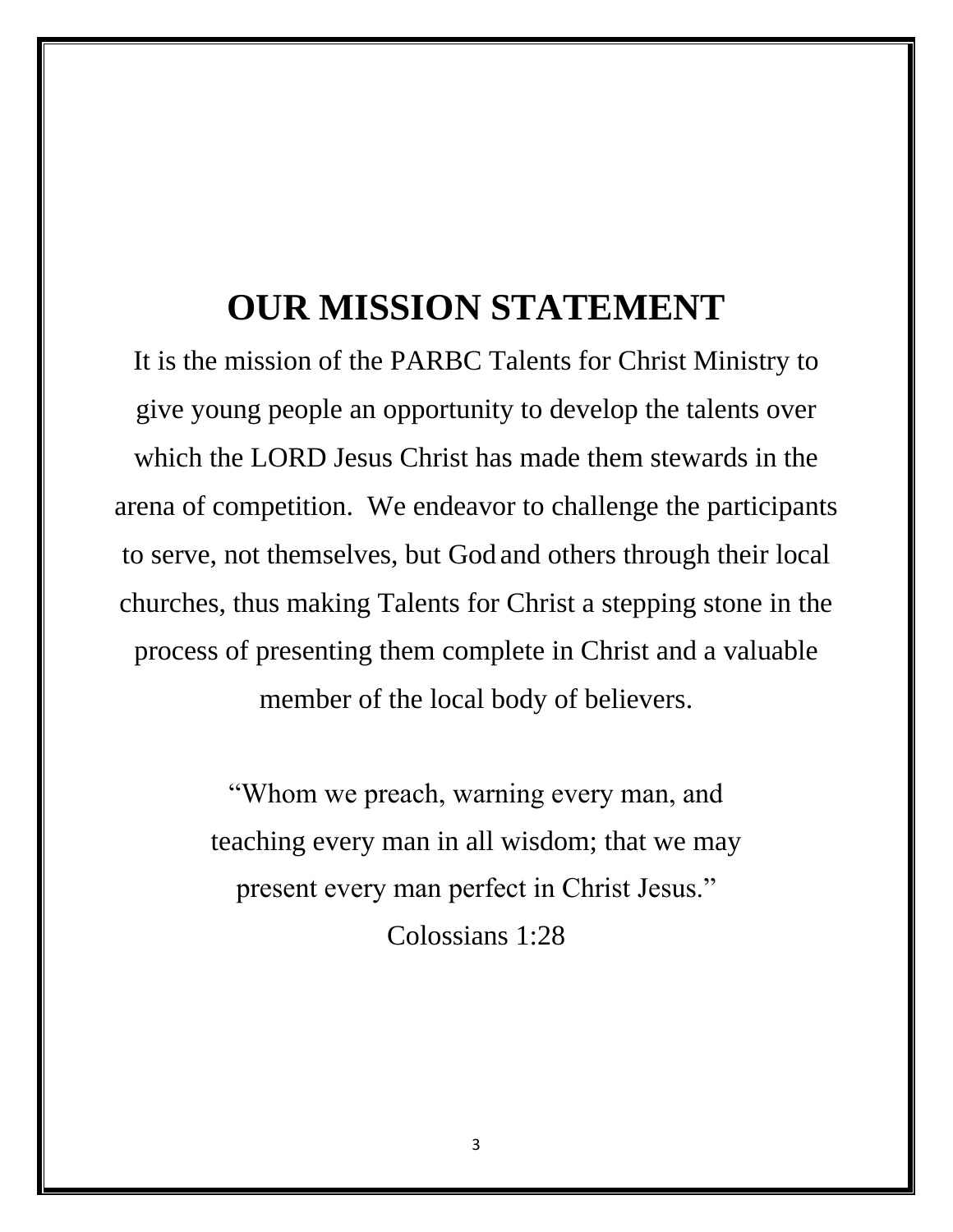# OUR MISSION STATEMENT

It is the mission of the PARBC Talents for Christ Ministry to give young people an opportunity to develop the talents over which the LORD Jesus Christ has made them stewards in the arena of competition. We endeavor to challenge the participants to serve, not themselves, but God and others through their local churches, thus making Talents for Christ a stepping stone in the process of presenting them complete in Christ and a valuable member of the local body of believers.

"Whom we preach, warning every man, and teaching every man in all wisdom; that we may present every man perfect in Christ Jesus."
Colossians 1:28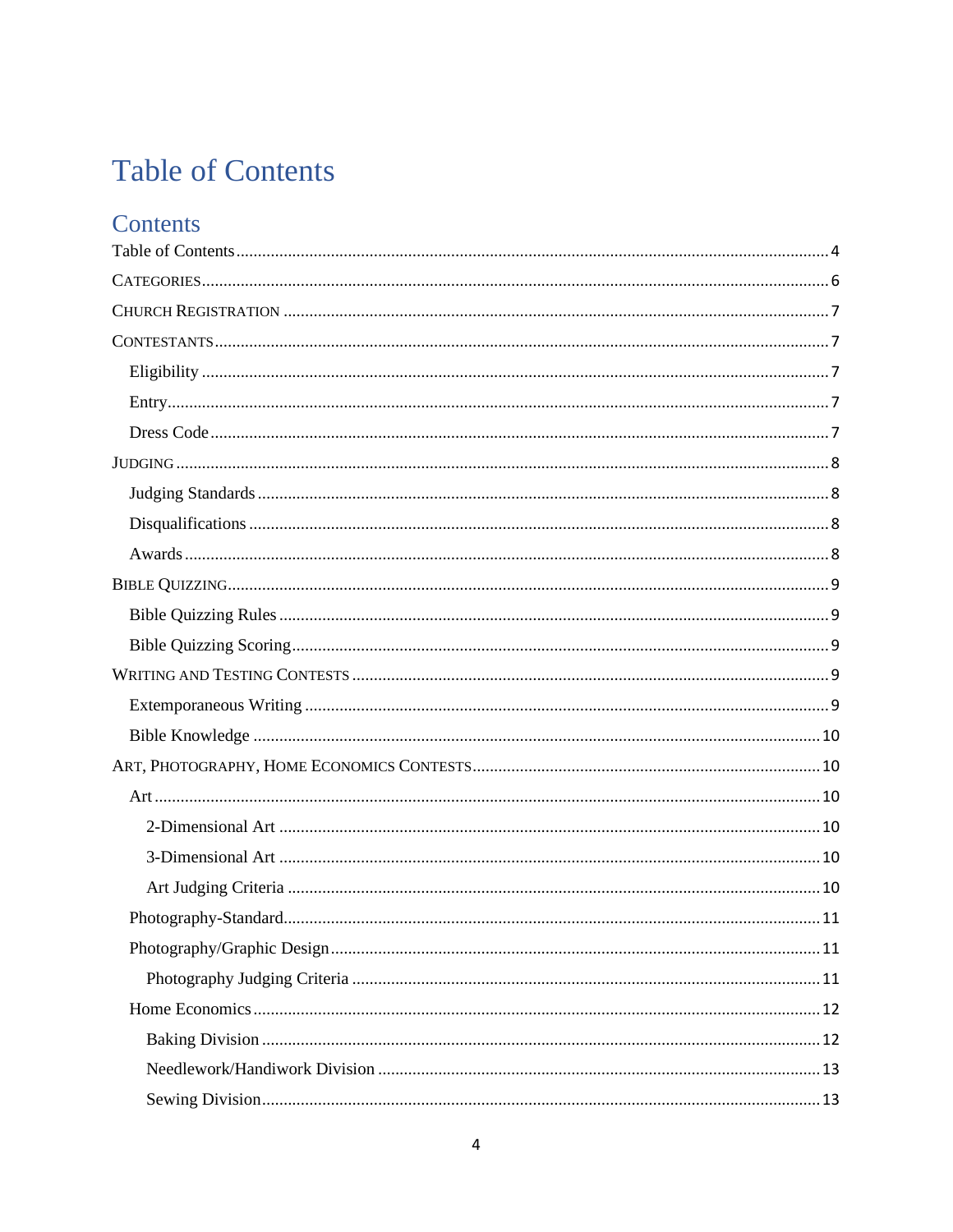# Table of Contents

## Contents

Table of Contents ........ 4

CATEGORIES ........ 6

CHURCH REGISTRATION ........ 7

CONTESTANTS ........ 7

- Eligibility ........ 7
- Entry ........ 7
- Dress Code ........ 7

JUDGING ........ 8

- Judging Standards ........ 8
- Disqualifications ........ 8
- Awards ........ 8

BIBLE QUIZZING ........ 9

- Bible Quizzing Rules ........ 9
- Bible Quizzing Scoring ........ 9

WRITING AND TESTING CONTESTS ........ 9

- Extemporaneous Writing ........ 9
- Bible Knowledge ........ 10

ART, PHOTOGRAPHY, HOME ECONOMICS CONTESTS ........ 10

- Art ........ 10
  - 2-Dimensional Art ........ 10
  - 3-Dimensional Art ........ 10
  - Art Judging Criteria ........ 10
- Photography-Standard ........ 11
- Photography/Graphic Design ........ 11
  - Photography Judging Criteria ........ 11
- Home Economics ........ 12
  - Baking Division ........ 12
  - Needlework/Handiwork Division ........ 13
  - Sewing Division ........ 13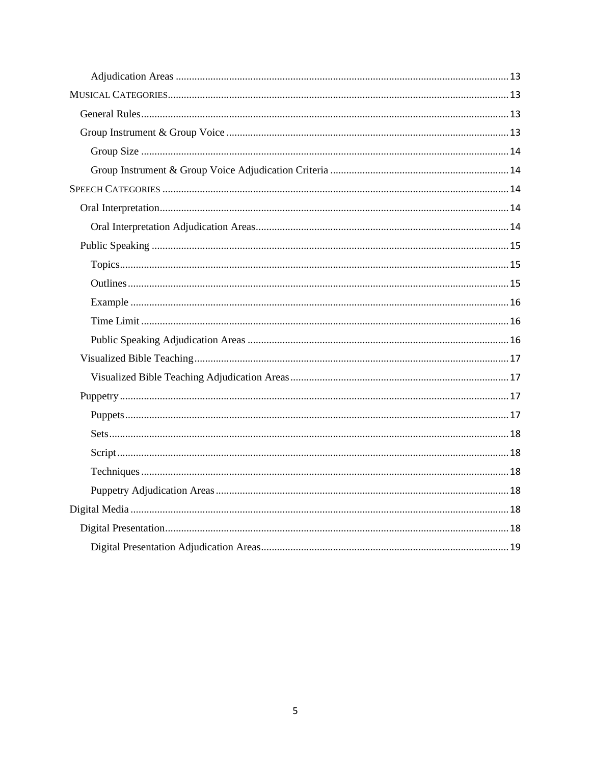- Adjudication Areas ... 13

MUSICAL CATEGORIES ... 13

- General Rules ... 13
- Group Instrument & Group Voice ... 13
  - Group Size ... 14
  - Group Instrument & Group Voice Adjudication Criteria ... 14

SPEECH CATEGORIES ... 14

- Oral Interpretation ... 14
  - Oral Interpretation Adjudication Areas ... 14
- Public Speaking ... 15
  - Topics ... 15
  - Outlines ... 15
  - Example ... 16
  - Time Limit ... 16
  - Public Speaking Adjudication Areas ... 16
- Visualized Bible Teaching ... 17
  - Visualized Bible Teaching Adjudication Areas ... 17
- Puppetry ... 17
  - Puppets ... 17
  - Sets ... 18
  - Script ... 18
  - Techniques ... 18
  - Puppetry Adjudication Areas ... 18

Digital Media ... 18

- Digital Presentation ... 18
  - Digital Presentation Adjudication Areas ... 19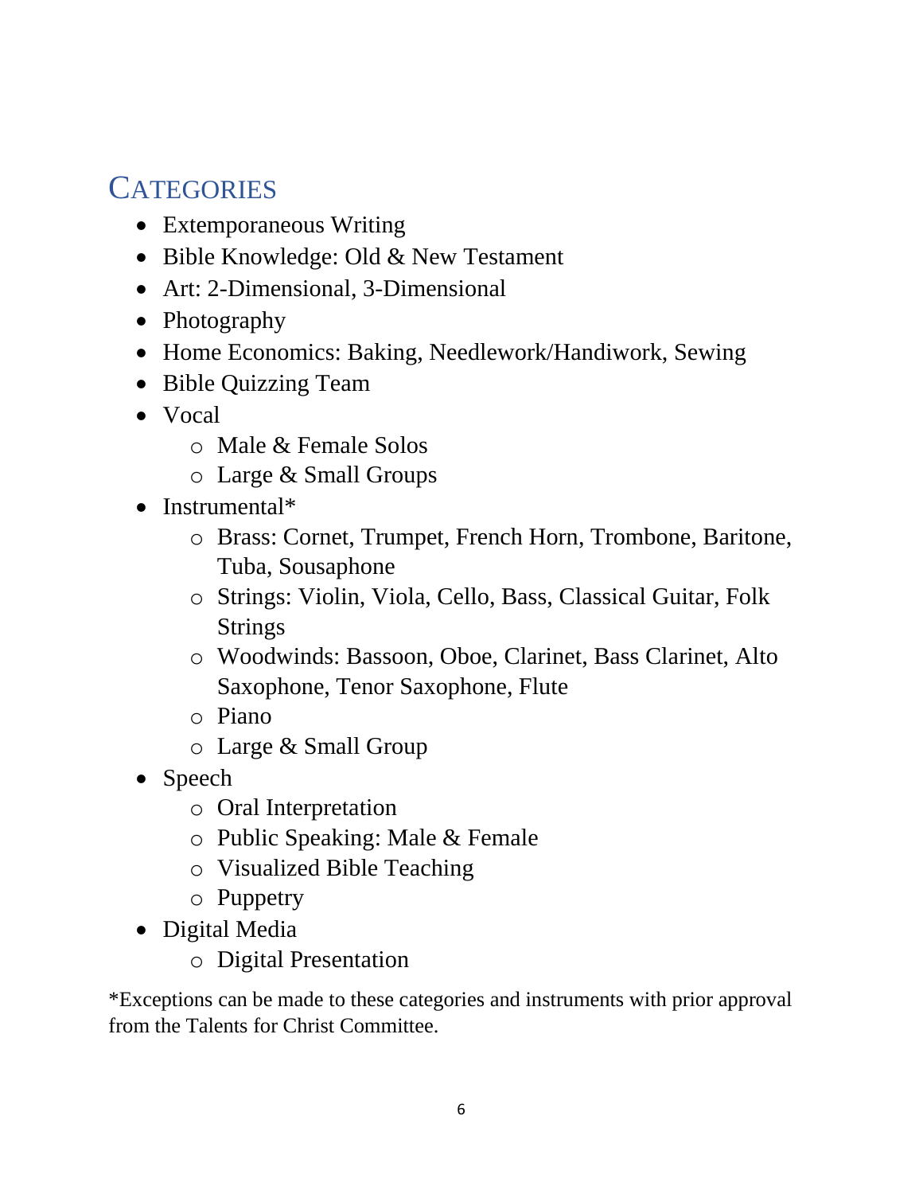## Categories

- Extemporaneous Writing
- Bible Knowledge: Old & New Testament
- Art: 2-Dimensional, 3-Dimensional
- Photography
- Home Economics: Baking, Needlework/Handiwork, Sewing
- Bible Quizzing Team
- Vocal
  - Male & Female Solos
  - Large & Small Groups
- Instrumental*
  - Brass: Cornet, Trumpet, French Horn, Trombone, Baritone, Tuba, Sousaphone
  - Strings: Violin, Viola, Cello, Bass, Classical Guitar, Folk Strings
  - Woodwinds: Bassoon, Oboe, Clarinet, Bass Clarinet, Alto Saxophone, Tenor Saxophone, Flute
  - Piano
  - Large & Small Group
- Speech
  - Oral Interpretation
  - Public Speaking: Male & Female
  - Visualized Bible Teaching
  - Puppetry
- Digital Media
  - Digital Presentation

*Exceptions can be made to these categories and instruments with prior approval from the Talents for Christ Committee.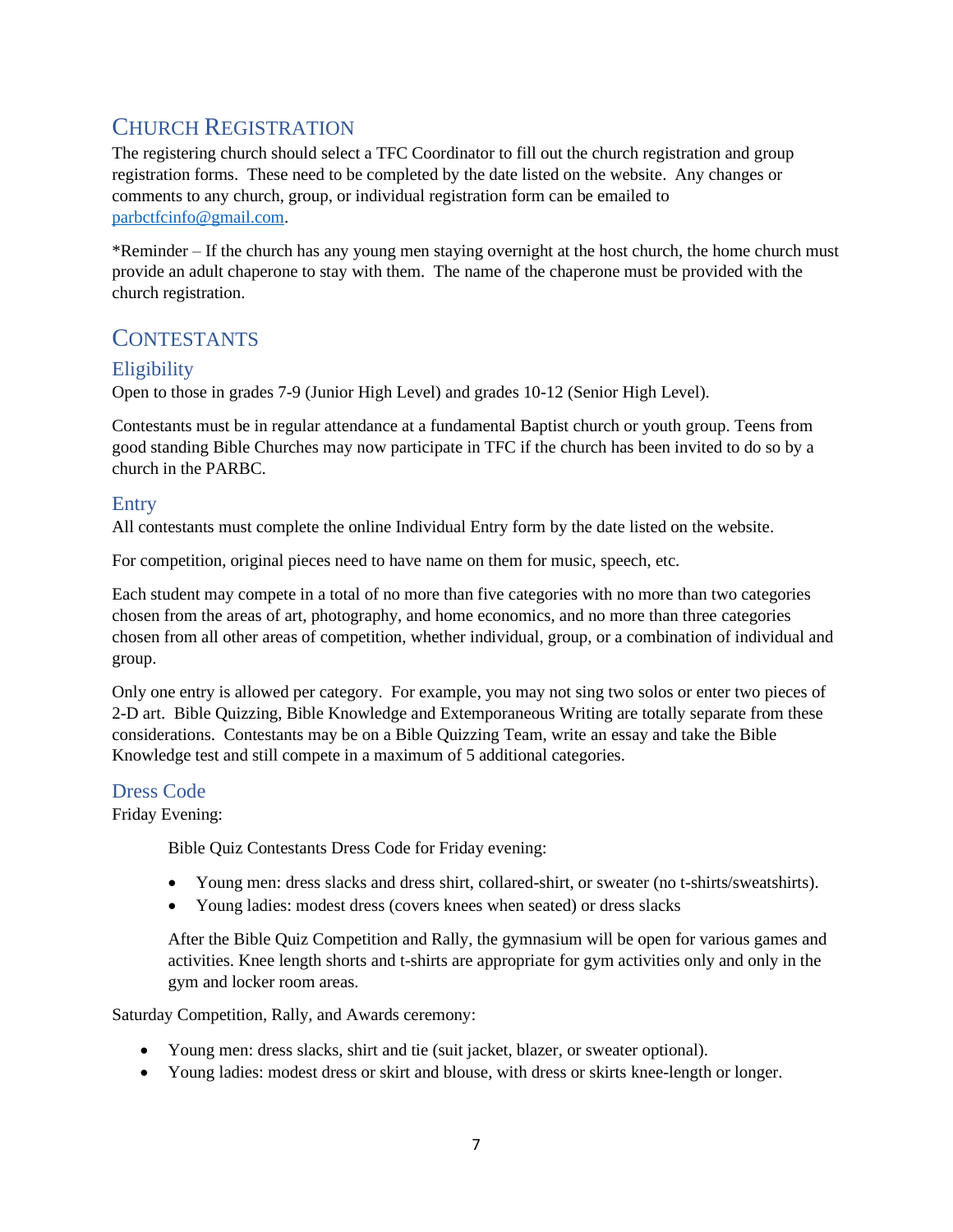## Church Registration

The registering church should select a TFC Coordinator to fill out the church registration and group registration forms. These need to be completed by the date listed on the website. Any changes or comments to any church, group, or individual registration form can be emailed to [parbctfcinfo@gmail.com](mailto:parbctfcinfo@gmail.com).

*Reminder – If the church has any young men staying overnight at the host church, the home church must provide an adult chaperone to stay with them. The name of the chaperone must be provided with the church registration.

## Contestants

### Eligibility

Open to those in grades 7-9 (Junior High Level) and grades 10-12 (Senior High Level).

Contestants must be in regular attendance at a fundamental Baptist church or youth group. Teens from good standing Bible Churches may now participate in TFC if the church has been invited to do so by a church in the PARBC.

### Entry

All contestants must complete the online Individual Entry form by the date listed on the website.

For competition, original pieces need to have name on them for music, speech, etc.

Each student may compete in a total of no more than five categories with no more than two categories chosen from the areas of art, photography, and home economics, and no more than three categories chosen from all other areas of competition, whether individual, group, or a combination of individual and group.

Only one entry is allowed per category. For example, you may not sing two solos or enter two pieces of 2-D art. Bible Quizzing, Bible Knowledge and Extemporaneous Writing are totally separate from these considerations. Contestants may be on a Bible Quizzing Team, write an essay and take the Bible Knowledge test and still compete in a maximum of 5 additional categories.

### Dress Code

Friday Evening:

Bible Quiz Contestants Dress Code for Friday evening:

- Young men: dress slacks and dress shirt, collared-shirt, or sweater (no t-shirts/sweatshirts).
- Young ladies: modest dress (covers knees when seated) or dress slacks

After the Bible Quiz Competition and Rally, the gymnasium will be open for various games and activities. Knee length shorts and t-shirts are appropriate for gym activities only and only in the gym and locker room areas.

Saturday Competition, Rally, and Awards ceremony:

- Young men: dress slacks, shirt and tie (suit jacket, blazer, or sweater optional).
- Young ladies: modest dress or skirt and blouse, with dress or skirts knee-length or longer.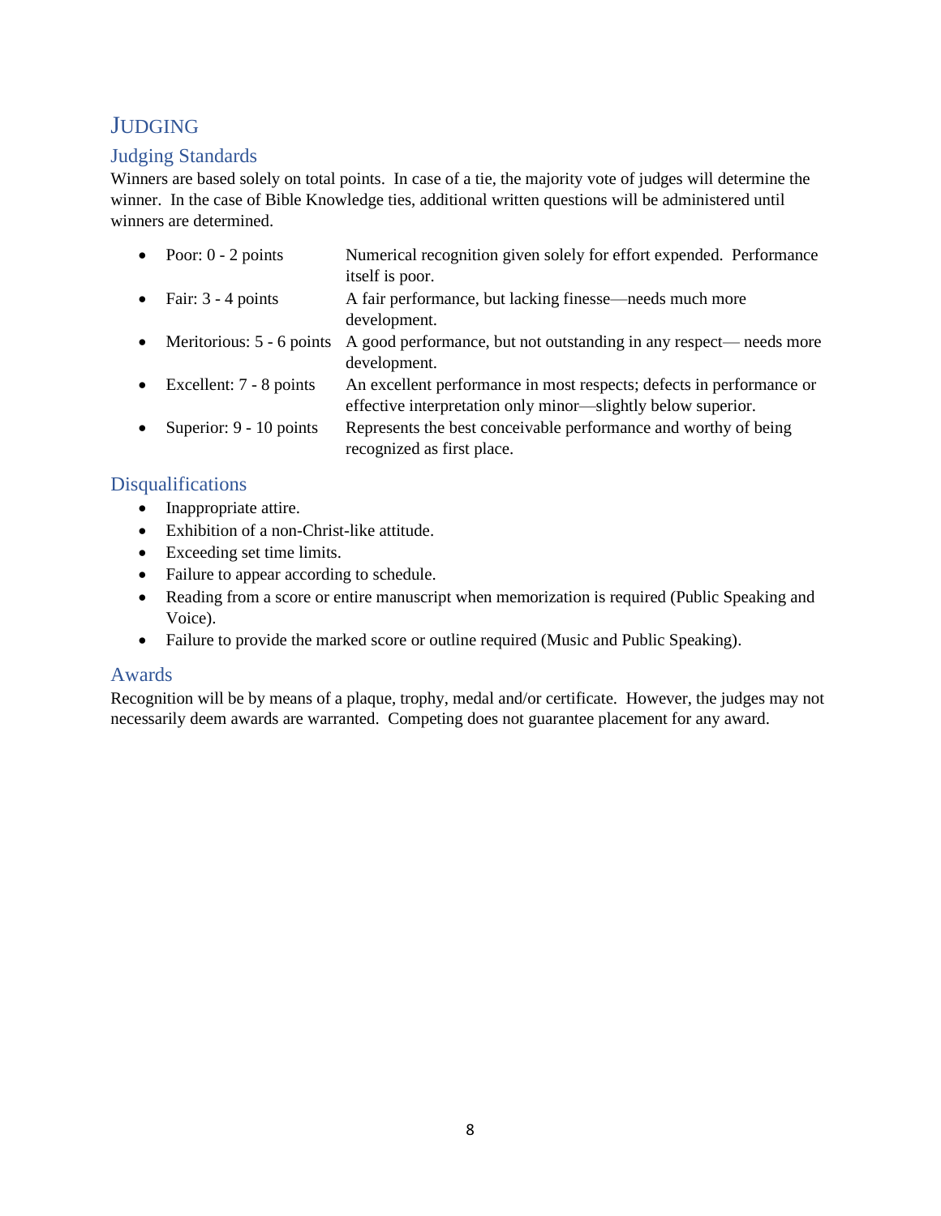# JUDGING

## Judging Standards

Winners are based solely on total points. In case of a tie, the majority vote of judges will determine the winner. In the case of Bible Knowledge ties, additional written questions will be administered until winners are determined.

- Poor: 0 - 2 points — Numerical recognition given solely for effort expended. Performance itself is poor.
- Fair: 3 - 4 points — A fair performance, but lacking finesse—needs much more development.
- Meritorious: 5 - 6 points — A good performance, but not outstanding in any respect— needs more development.
- Excellent: 7 - 8 points — An excellent performance in most respects; defects in performance or effective interpretation only minor—slightly below superior.
- Superior: 9 - 10 points — Represents the best conceivable performance and worthy of being recognized as first place.

## Disqualifications

- Inappropriate attire.
- Exhibition of a non-Christ-like attitude.
- Exceeding set time limits.
- Failure to appear according to schedule.
- Reading from a score or entire manuscript when memorization is required (Public Speaking and Voice).
- Failure to provide the marked score or outline required (Music and Public Speaking).

## Awards

Recognition will be by means of a plaque, trophy, medal and/or certificate. However, the judges may not necessarily deem awards are warranted. Competing does not guarantee placement for any award.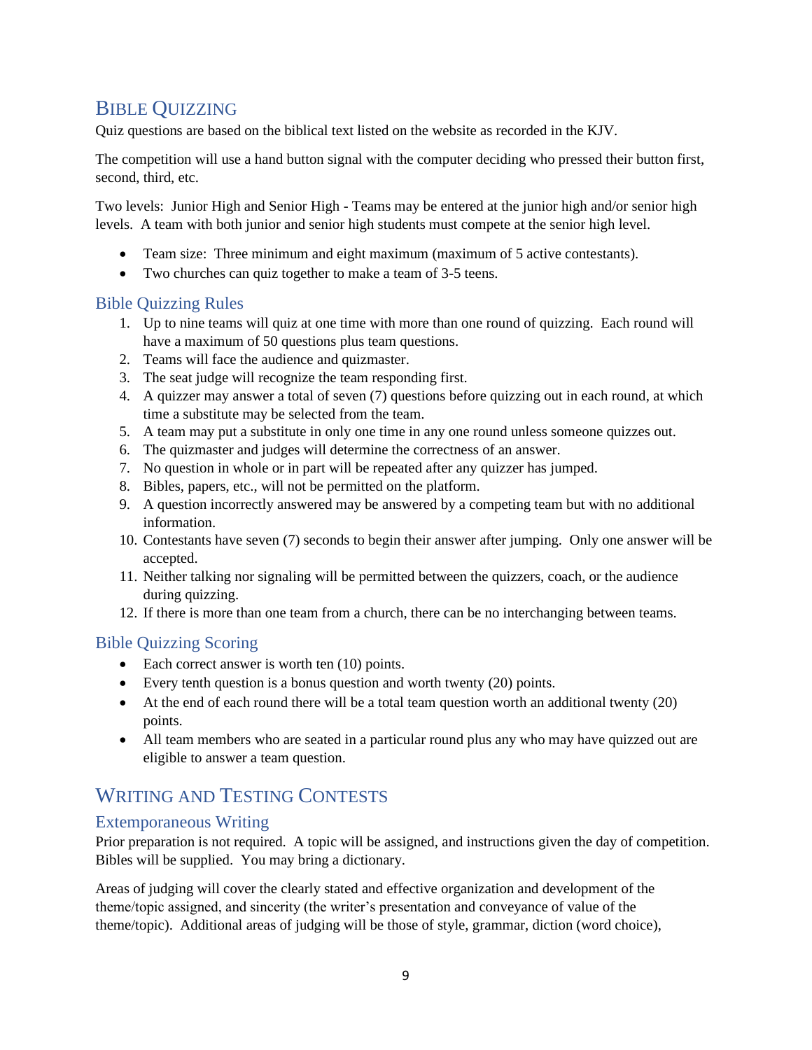## Bible Quizzing

Quiz questions are based on the biblical text listed on the website as recorded in the KJV.

The competition will use a hand button signal with the computer deciding who pressed their button first, second, third, etc.

Two levels: Junior High and Senior High - Teams may be entered at the junior high and/or senior high levels. A team with both junior and senior high students must compete at the senior high level.

- Team size: Three minimum and eight maximum (maximum of 5 active contestants).
- Two churches can quiz together to make a team of 3-5 teens.

### Bible Quizzing Rules

1. Up to nine teams will quiz at one time with more than one round of quizzing. Each round will have a maximum of 50 questions plus team questions.
2. Teams will face the audience and quizmaster.
3. The seat judge will recognize the team responding first.
4. A quizzer may answer a total of seven (7) questions before quizzing out in each round, at which time a substitute may be selected from the team.
5. A team may put a substitute in only one time in any one round unless someone quizzes out.
6. The quizmaster and judges will determine the correctness of an answer.
7. No question in whole or in part will be repeated after any quizzer has jumped.
8. Bibles, papers, etc., will not be permitted on the platform.
9. A question incorrectly answered may be answered by a competing team but with no additional information.
10. Contestants have seven (7) seconds to begin their answer after jumping. Only one answer will be accepted.
11. Neither talking nor signaling will be permitted between the quizzers, coach, or the audience during quizzing.
12. If there is more than one team from a church, there can be no interchanging between teams.

### Bible Quizzing Scoring

- Each correct answer is worth ten (10) points.
- Every tenth question is a bonus question and worth twenty (20) points.
- At the end of each round there will be a total team question worth an additional twenty (20) points.
- All team members who are seated in a particular round plus any who may have quizzed out are eligible to answer a team question.

## Writing and Testing Contests

### Extemporaneous Writing

Prior preparation is not required. A topic will be assigned, and instructions given the day of competition. Bibles will be supplied. You may bring a dictionary.

Areas of judging will cover the clearly stated and effective organization and development of the theme/topic assigned, and sincerity (the writer's presentation and conveyance of value of the theme/topic). Additional areas of judging will be those of style, grammar, diction (word choice),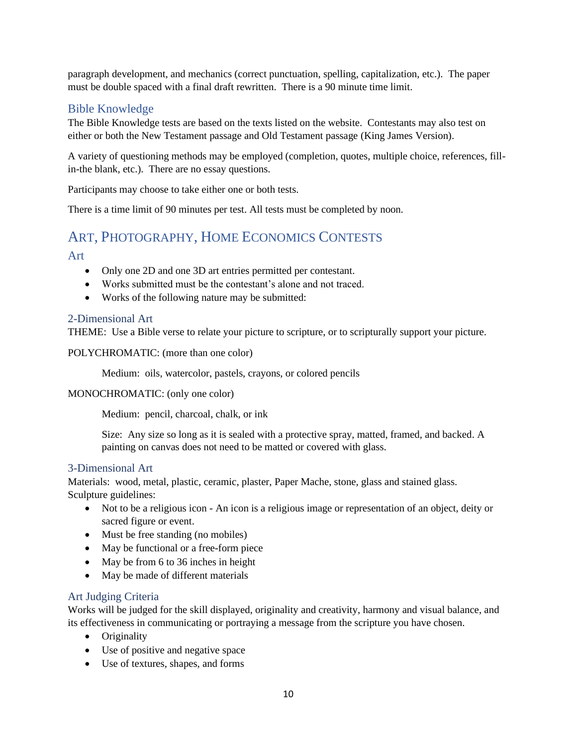paragraph development, and mechanics (correct punctuation, spelling, capitalization, etc.). The paper must be double spaced with a final draft rewritten. There is a 90 minute time limit.

### Bible Knowledge

The Bible Knowledge tests are based on the texts listed on the website. Contestants may also test on either or both the New Testament passage and Old Testament passage (King James Version).

A variety of questioning methods may be employed (completion, quotes, multiple choice, references, fill-in-the blank, etc.). There are no essay questions.

Participants may choose to take either one or both tests.

There is a time limit of 90 minutes per test. All tests must be completed by noon.

## ART, PHOTOGRAPHY, HOME ECONOMICS CONTESTS

### Art

- Only one 2D and one 3D art entries permitted per contestant.
- Works submitted must be the contestant's alone and not traced.
- Works of the following nature may be submitted:

### 2-Dimensional Art

THEME: Use a Bible verse to relate your picture to scripture, or to scripturally support your picture.

POLYCHROMATIC: (more than one color)

Medium: oils, watercolor, pastels, crayons, or colored pencils

MONOCHROMATIC: (only one color)

Medium: pencil, charcoal, chalk, or ink

Size: Any size so long as it is sealed with a protective spray, matted, framed, and backed. A painting on canvas does not need to be matted or covered with glass.

### 3-Dimensional Art

Materials: wood, metal, plastic, ceramic, plaster, Paper Mache, stone, glass and stained glass.
Sculpture guidelines:

- Not to be a religious icon - An icon is a religious image or representation of an object, deity or sacred figure or event.
- Must be free standing (no mobiles)
- May be functional or a free-form piece
- May be from 6 to 36 inches in height
- May be made of different materials

### Art Judging Criteria

Works will be judged for the skill displayed, originality and creativity, harmony and visual balance, and its effectiveness in communicating or portraying a message from the scripture you have chosen.

- Originality
- Use of positive and negative space
- Use of textures, shapes, and forms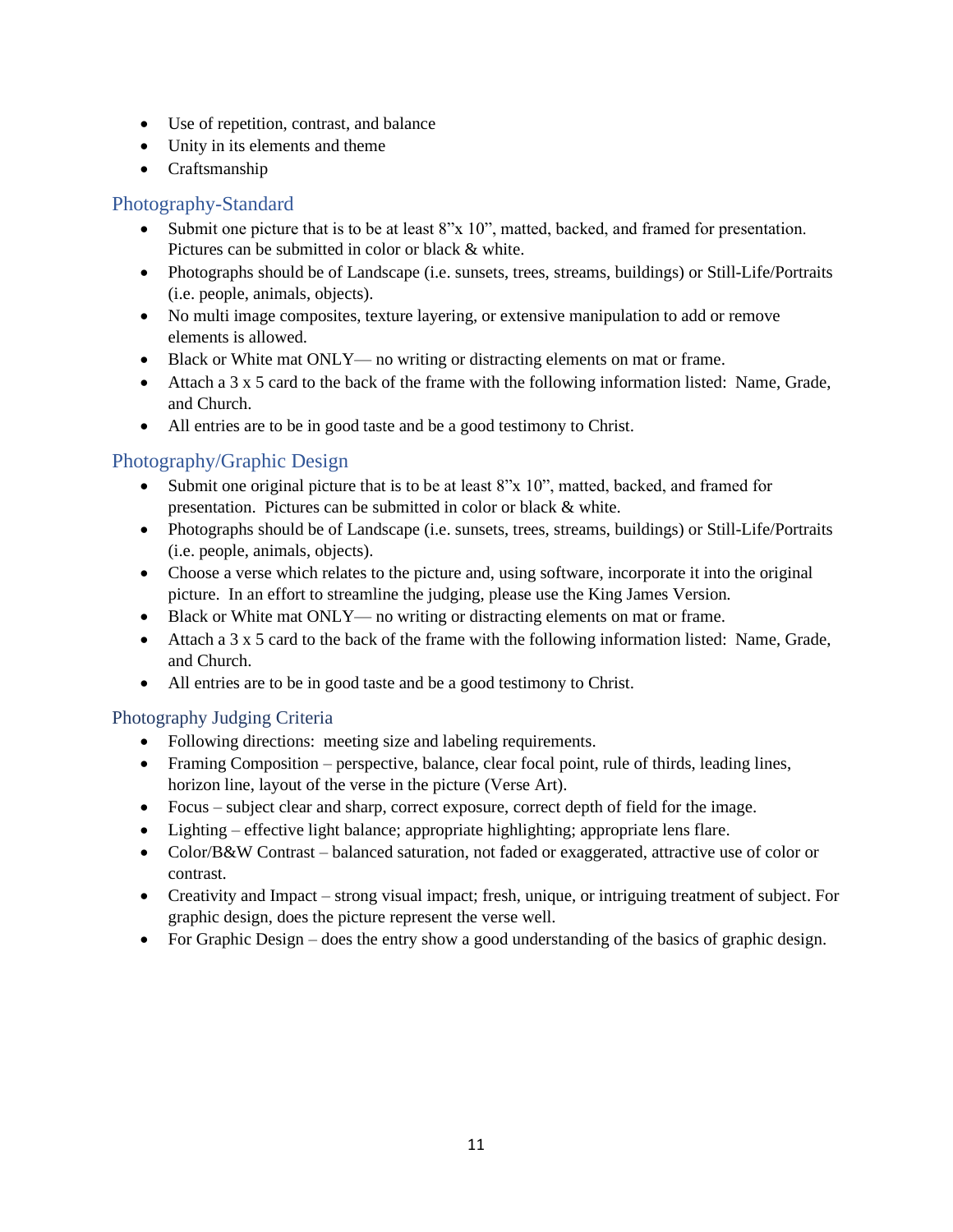- Use of repetition, contrast, and balance
- Unity in its elements and theme
- Craftsmanship

## Photography-Standard

- Submit one picture that is to be at least 8"x 10", matted, backed, and framed for presentation. Pictures can be submitted in color or black & white.
- Photographs should be of Landscape (i.e. sunsets, trees, streams, buildings) or Still-Life/Portraits (i.e. people, animals, objects).
- No multi image composites, texture layering, or extensive manipulation to add or remove elements is allowed.
- Black or White mat ONLY— no writing or distracting elements on mat or frame.
- Attach a 3 x 5 card to the back of the frame with the following information listed: Name, Grade, and Church.
- All entries are to be in good taste and be a good testimony to Christ.

## Photography/Graphic Design

- Submit one original picture that is to be at least 8"x 10", matted, backed, and framed for presentation. Pictures can be submitted in color or black & white.
- Photographs should be of Landscape (i.e. sunsets, trees, streams, buildings) or Still-Life/Portraits (i.e. people, animals, objects).
- Choose a verse which relates to the picture and, using software, incorporate it into the original picture. In an effort to streamline the judging, please use the King James Version.
- Black or White mat ONLY— no writing or distracting elements on mat or frame.
- Attach a 3 x 5 card to the back of the frame with the following information listed: Name, Grade, and Church.
- All entries are to be in good taste and be a good testimony to Christ.

## Photography Judging Criteria

- Following directions: meeting size and labeling requirements.
- Framing Composition – perspective, balance, clear focal point, rule of thirds, leading lines, horizon line, layout of the verse in the picture (Verse Art).
- Focus – subject clear and sharp, correct exposure, correct depth of field for the image.
- Lighting – effective light balance; appropriate highlighting; appropriate lens flare.
- Color/B&W Contrast – balanced saturation, not faded or exaggerated, attractive use of color or contrast.
- Creativity and Impact – strong visual impact; fresh, unique, or intriguing treatment of subject. For graphic design, does the picture represent the verse well.
- For Graphic Design – does the entry show a good understanding of the basics of graphic design.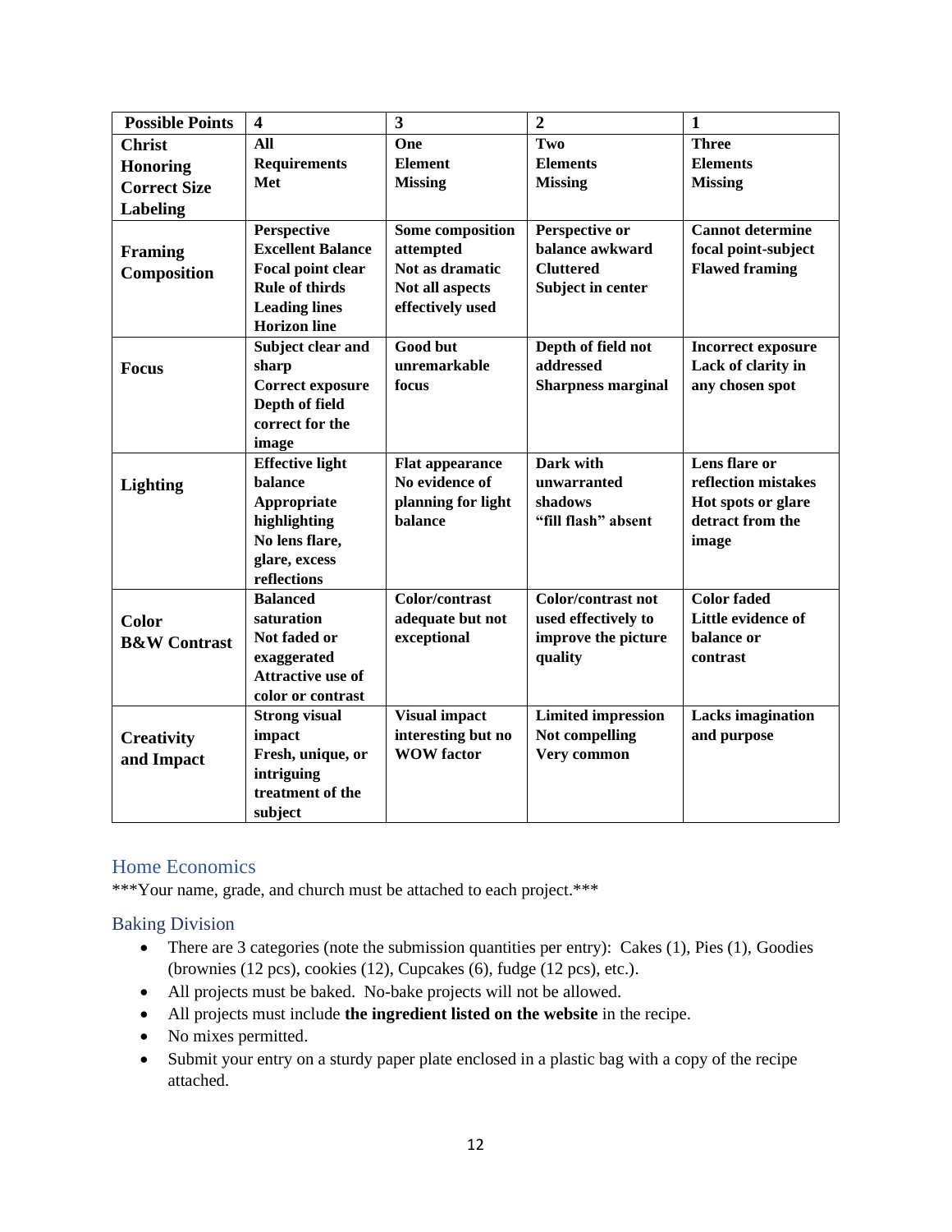| Possible Points | 4 | 3 | 2 | 1 |
|---|---|---|---|---|
| **Christ Honoring Correct Size Labeling** | **All Requirements Met** | **One Element Missing** | **Two Elements Missing** | **Three Elements Missing** |
| **Framing Composition** | **Perspective Excellent Balance Focal point clear Rule of thirds Leading lines Horizon line** | **Some composition attempted Not as dramatic Not all aspects effectively used** | **Perspective or balance awkward Cluttered Subject in center** | **Cannot determine focal point-subject Flawed framing** |
| **Focus** | **Subject clear and sharp Correct exposure Depth of field correct for the image** | **Good but unremarkable focus** | **Depth of field not addressed Sharpness marginal** | **Incorrect exposure Lack of clarity in any chosen spot** |
| **Lighting** | **Effective light balance Appropriate highlighting No lens flare, glare, excess reflections** | **Flat appearance No evidence of planning for light balance** | **Dark with unwarranted shadows "fill flash" absent** | **Lens flare or reflection mistakes Hot spots or glare detract from the image** |
| **Color B&W Contrast** | **Balanced saturation Not faded or exaggerated Attractive use of color or contrast** | **Color/contrast adequate but not exceptional** | **Color/contrast not used effectively to improve the picture quality** | **Color faded Little evidence of balance or contrast** |
| **Creativity and Impact** | **Strong visual impact Fresh, unique, or intriguing treatment of the subject** | **Visual impact interesting but no WOW factor** | **Limited impression Not compelling Very common** | **Lacks imagination and purpose** |

## Home Economics

***Your name, grade, and church must be attached to each project.***

### Baking Division

- There are 3 categories (note the submission quantities per entry): Cakes (1), Pies (1), Goodies (brownies (12 pcs), cookies (12), Cupcakes (6), fudge (12 pcs), etc.).
- All projects must be baked. No-bake projects will not be allowed.
- All projects must include **the ingredient listed on the website** in the recipe.
- No mixes permitted.
- Submit your entry on a sturdy paper plate enclosed in a plastic bag with a copy of the recipe attached.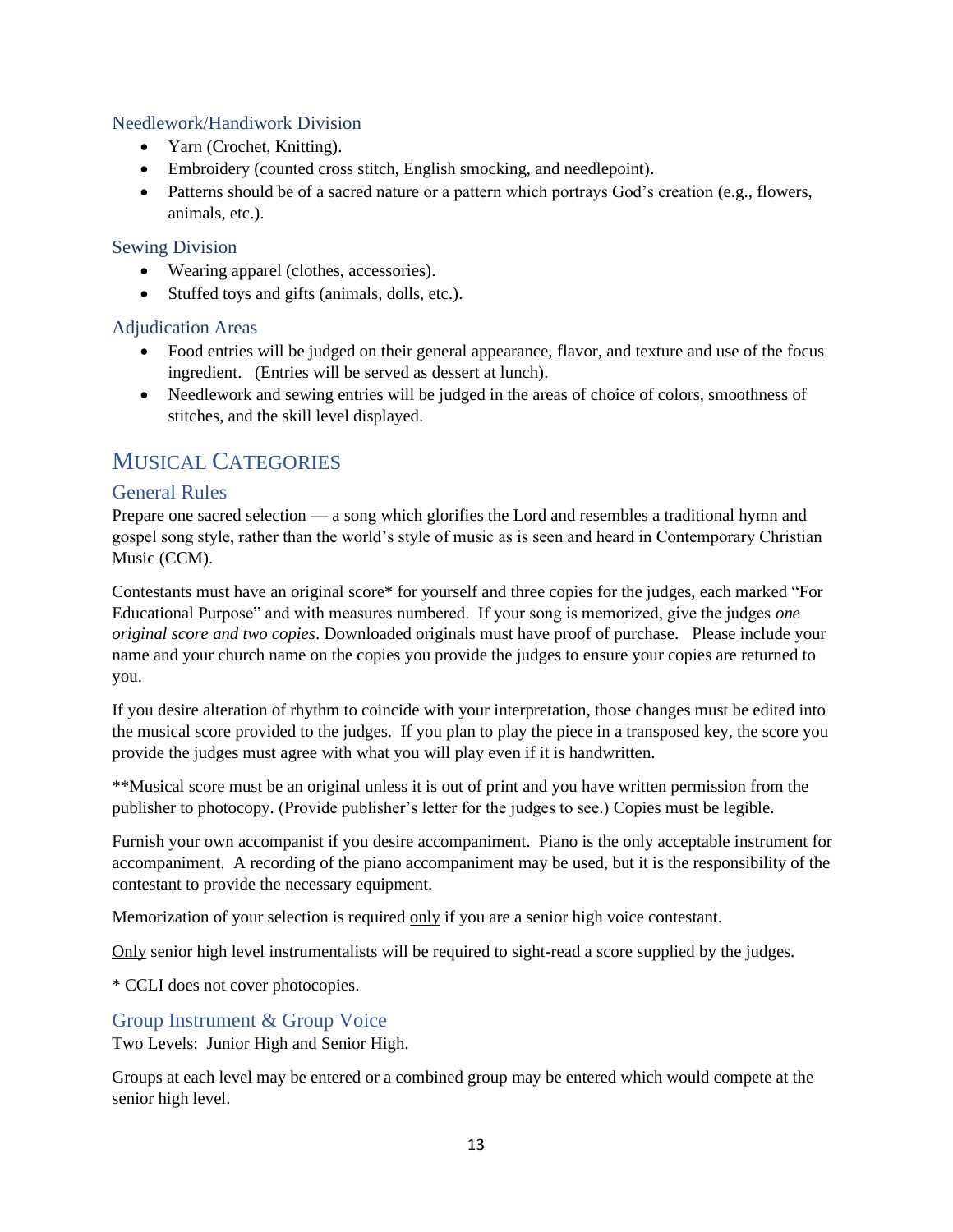### Needlework/Handiwork Division

- Yarn (Crochet, Knitting).
- Embroidery (counted cross stitch, English smocking, and needlepoint).
- Patterns should be of a sacred nature or a pattern which portrays God's creation (e.g., flowers, animals, etc.).

### Sewing Division

- Wearing apparel (clothes, accessories).
- Stuffed toys and gifts (animals, dolls, etc.).

### Adjudication Areas

- Food entries will be judged on their general appearance, flavor, and texture and use of the focus ingredient. (Entries will be served as dessert at lunch).
- Needlework and sewing entries will be judged in the areas of choice of colors, smoothness of stitches, and the skill level displayed.

## Musical Categories

### General Rules

Prepare one sacred selection — a song which glorifies the Lord and resembles a traditional hymn and gospel song style, rather than the world's style of music as is seen and heard in Contemporary Christian Music (CCM).

Contestants must have an original score* for yourself and three copies for the judges, each marked "For Educational Purpose" and with measures numbered. If your song is memorized, give the judges *one original score and two copies*. Downloaded originals must have proof of purchase. Please include your name and your church name on the copies you provide the judges to ensure your copies are returned to you.

If you desire alteration of rhythm to coincide with your interpretation, those changes must be edited into the musical score provided to the judges. If you plan to play the piece in a transposed key, the score you provide the judges must agree with what you will play even if it is handwritten.

**Musical score must be an original unless it is out of print and you have written permission from the publisher to photocopy. (Provide publisher's letter for the judges to see.) Copies must be legible.

Furnish your own accompanist if you desire accompaniment. Piano is the only acceptable instrument for accompaniment. A recording of the piano accompaniment may be used, but it is the responsibility of the contestant to provide the necessary equipment.

Memorization of your selection is required <u>only</u> if you are a senior high voice contestant.

<u>Only</u> senior high level instrumentalists will be required to sight-read a score supplied by the judges.

* CCLI does not cover photocopies.

### Group Instrument & Group Voice

Two Levels: Junior High and Senior High.

Groups at each level may be entered or a combined group may be entered which would compete at the senior high level.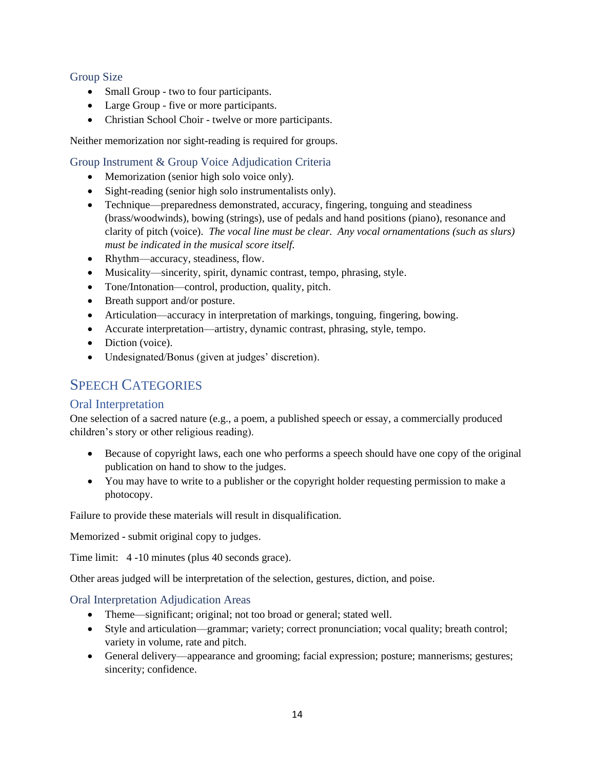### Group Size

- Small Group - two to four participants.
- Large Group - five or more participants.
- Christian School Choir - twelve or more participants.

Neither memorization nor sight-reading is required for groups.

### Group Instrument & Group Voice Adjudication Criteria

- Memorization (senior high solo voice only).
- Sight-reading (senior high solo instrumentalists only).
- Technique—preparedness demonstrated, accuracy, fingering, tonguing and steadiness (brass/woodwinds), bowing (strings), use of pedals and hand positions (piano), resonance and clarity of pitch (voice). *The vocal line must be clear. Any vocal ornamentations (such as slurs) must be indicated in the musical score itself.*
- Rhythm—accuracy, steadiness, flow.
- Musicality—sincerity, spirit, dynamic contrast, tempo, phrasing, style.
- Tone/Intonation—control, production, quality, pitch.
- Breath support and/or posture.
- Articulation—accuracy in interpretation of markings, tonguing, fingering, bowing.
- Accurate interpretation—artistry, dynamic contrast, phrasing, style, tempo.
- Diction (voice).
- Undesignated/Bonus (given at judges' discretion).

## Speech Categories

### Oral Interpretation

One selection of a sacred nature (e.g., a poem, a published speech or essay, a commercially produced children's story or other religious reading).

- Because of copyright laws, each one who performs a speech should have one copy of the original publication on hand to show to the judges.
- You may have to write to a publisher or the copyright holder requesting permission to make a photocopy.

Failure to provide these materials will result in disqualification.

Memorized - submit original copy to judges.

Time limit: 4 -10 minutes (plus 40 seconds grace).

Other areas judged will be interpretation of the selection, gestures, diction, and poise.

### Oral Interpretation Adjudication Areas

- Theme—significant; original; not too broad or general; stated well.
- Style and articulation—grammar; variety; correct pronunciation; vocal quality; breath control; variety in volume, rate and pitch.
- General delivery—appearance and grooming; facial expression; posture; mannerisms; gestures; sincerity; confidence.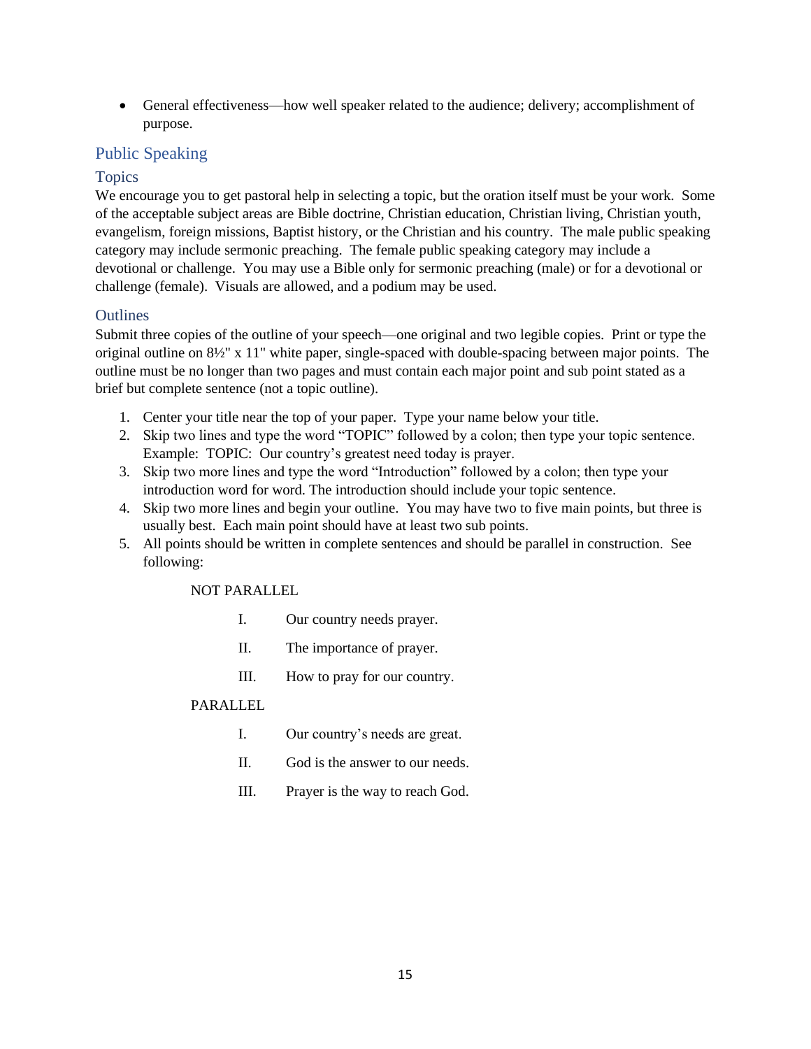- General effectiveness—how well speaker related to the audience; delivery; accomplishment of purpose.

## Public Speaking

### Topics

We encourage you to get pastoral help in selecting a topic, but the oration itself must be your work. Some of the acceptable subject areas are Bible doctrine, Christian education, Christian living, Christian youth, evangelism, foreign missions, Baptist history, or the Christian and his country. The male public speaking category may include sermonic preaching. The female public speaking category may include a devotional or challenge. You may use a Bible only for sermonic preaching (male) or for a devotional or challenge (female). Visuals are allowed, and a podium may be used.

### Outlines

Submit three copies of the outline of your speech—one original and two legible copies. Print or type the original outline on 8½" x 11" white paper, single-spaced with double-spacing between major points. The outline must be no longer than two pages and must contain each major point and sub point stated as a brief but complete sentence (not a topic outline).

1. Center your title near the top of your paper. Type your name below your title.
2. Skip two lines and type the word "TOPIC" followed by a colon; then type your topic sentence. Example: TOPIC: Our country's greatest need today is prayer.
3. Skip two more lines and type the word "Introduction" followed by a colon; then type your introduction word for word. The introduction should include your topic sentence.
4. Skip two more lines and begin your outline. You may have two to five main points, but three is usually best. Each main point should have at least two sub points.
5. All points should be written in complete sentences and should be parallel in construction. See following:

   NOT PARALLEL

   I. Our country needs prayer.

   II. The importance of prayer.

   III. How to pray for our country.

   PARALLEL

   I. Our country's needs are great.

   II. God is the answer to our needs.

   III. Prayer is the way to reach God.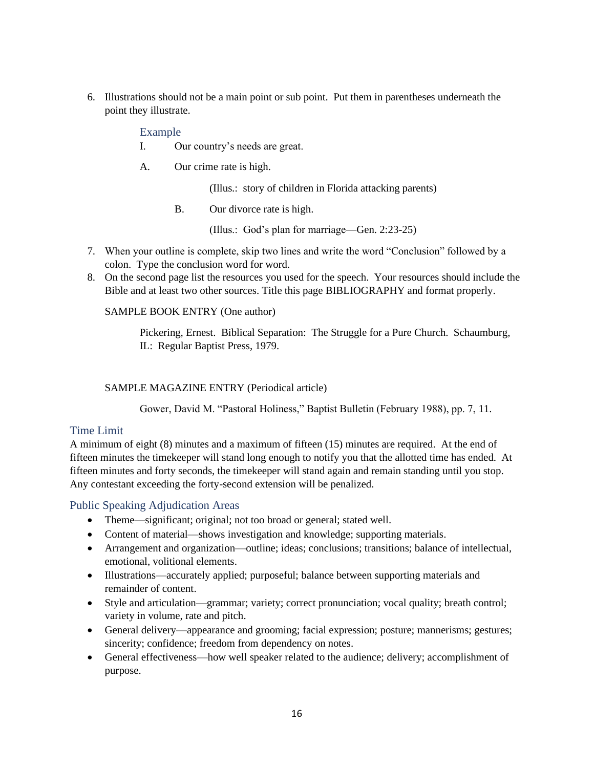6. Illustrations should not be a main point or sub point. Put them in parentheses underneath the point they illustrate.

### Example

I. Our country's needs are great.

A. Our crime rate is high.

(Illus.: story of children in Florida attacking parents)

B. Our divorce rate is high.

(Illus.: God's plan for marriage—Gen. 2:23-25)

7. When your outline is complete, skip two lines and write the word "Conclusion" followed by a colon. Type the conclusion word for word.
8. On the second page list the resources you used for the speech. Your resources should include the Bible and at least two other sources. Title this page BIBLIOGRAPHY and format properly.

SAMPLE BOOK ENTRY (One author)

Pickering, Ernest. Biblical Separation: The Struggle for a Pure Church. Schaumburg, IL: Regular Baptist Press, 1979.

SAMPLE MAGAZINE ENTRY (Periodical article)

Gower, David M. "Pastoral Holiness," Baptist Bulletin (February 1988), pp. 7, 11.

## Time Limit

A minimum of eight (8) minutes and a maximum of fifteen (15) minutes are required. At the end of fifteen minutes the timekeeper will stand long enough to notify you that the allotted time has ended. At fifteen minutes and forty seconds, the timekeeper will stand again and remain standing until you stop. Any contestant exceeding the forty-second extension will be penalized.

## Public Speaking Adjudication Areas

- Theme—significant; original; not too broad or general; stated well.
- Content of material—shows investigation and knowledge; supporting materials.
- Arrangement and organization—outline; ideas; conclusions; transitions; balance of intellectual, emotional, volitional elements.
- Illustrations—accurately applied; purposeful; balance between supporting materials and remainder of content.
- Style and articulation—grammar; variety; correct pronunciation; vocal quality; breath control; variety in volume, rate and pitch.
- General delivery—appearance and grooming; facial expression; posture; mannerisms; gestures; sincerity; confidence; freedom from dependency on notes.
- General effectiveness—how well speaker related to the audience; delivery; accomplishment of purpose.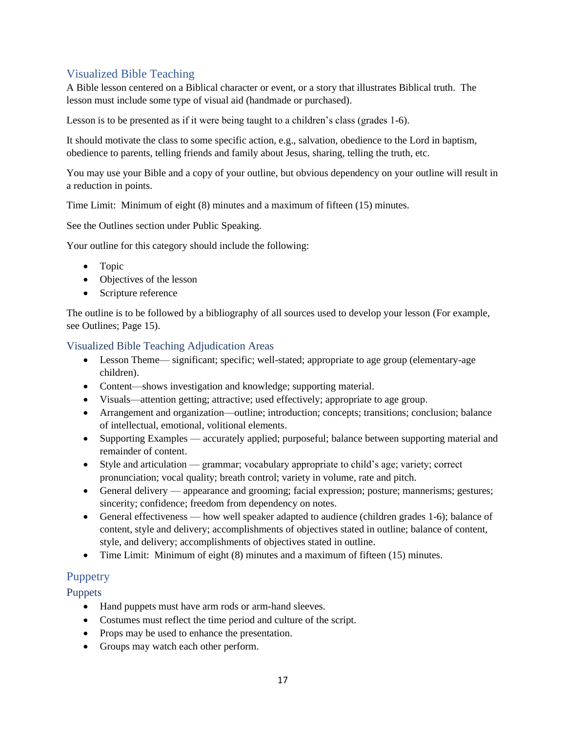## Visualized Bible Teaching

A Bible lesson centered on a Biblical character or event, or a story that illustrates Biblical truth. The lesson must include some type of visual aid (handmade or purchased).

Lesson is to be presented as if it were being taught to a children's class (grades 1-6).

It should motivate the class to some specific action, e.g., salvation, obedience to the Lord in baptism, obedience to parents, telling friends and family about Jesus, sharing, telling the truth, etc.

You may use your Bible and a copy of your outline, but obvious dependency on your outline will result in a reduction in points.

Time Limit: Minimum of eight (8) minutes and a maximum of fifteen (15) minutes.

See the Outlines section under Public Speaking.

Your outline for this category should include the following:

- Topic
- Objectives of the lesson
- Scripture reference

The outline is to be followed by a bibliography of all sources used to develop your lesson (For example, see Outlines; Page 15).

### Visualized Bible Teaching Adjudication Areas

- Lesson Theme— significant; specific; well-stated; appropriate to age group (elementary-age children).
- Content—shows investigation and knowledge; supporting material.
- Visuals—attention getting; attractive; used effectively; appropriate to age group.
- Arrangement and organization—outline; introduction; concepts; transitions; conclusion; balance of intellectual, emotional, volitional elements.
- Supporting Examples — accurately applied; purposeful; balance between supporting material and remainder of content.
- Style and articulation — grammar; vocabulary appropriate to child's age; variety; correct pronunciation; vocal quality; breath control; variety in volume, rate and pitch.
- General delivery — appearance and grooming; facial expression; posture; mannerisms; gestures; sincerity; confidence; freedom from dependency on notes.
- General effectiveness — how well speaker adapted to audience (children grades 1-6); balance of content, style and delivery; accomplishments of objectives stated in outline; balance of content, style, and delivery; accomplishments of objectives stated in outline.
- Time Limit: Minimum of eight (8) minutes and a maximum of fifteen (15) minutes.

## Puppetry

### Puppets

- Hand puppets must have arm rods or arm-hand sleeves.
- Costumes must reflect the time period and culture of the script.
- Props may be used to enhance the presentation.
- Groups may watch each other perform.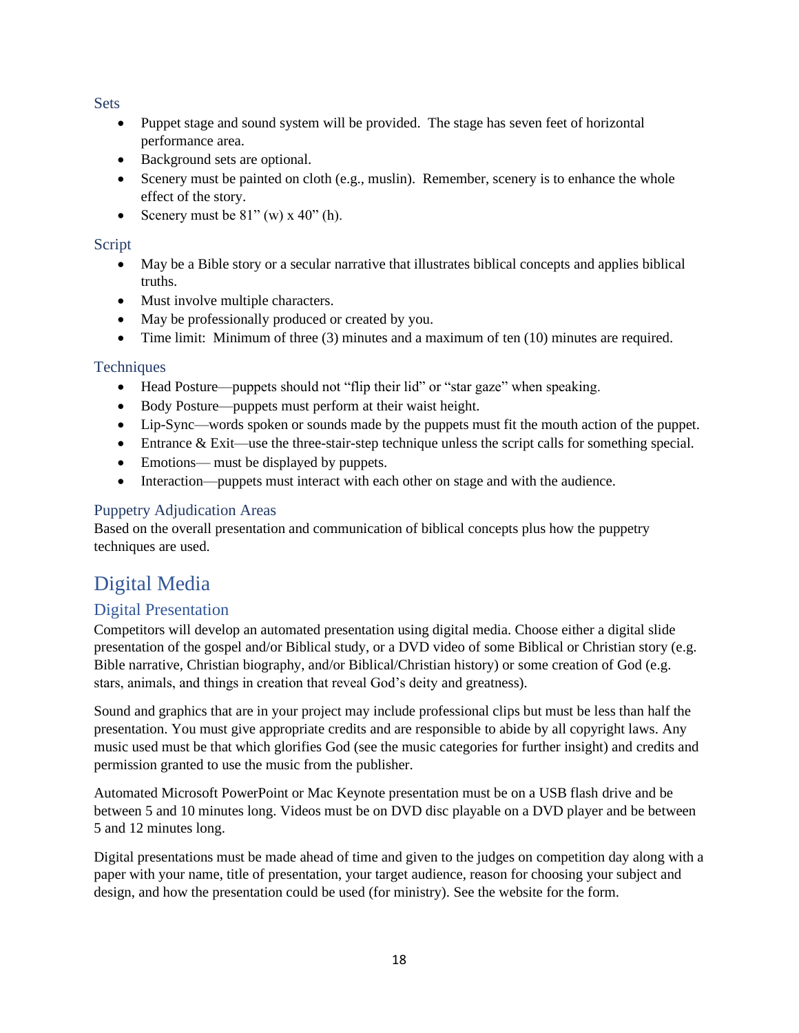### Sets

- Puppet stage and sound system will be provided. The stage has seven feet of horizontal performance area.
- Background sets are optional.
- Scenery must be painted on cloth (e.g., muslin). Remember, scenery is to enhance the whole effect of the story.
- Scenery must be 81" (w) x 40" (h).

### Script

- May be a Bible story or a secular narrative that illustrates biblical concepts and applies biblical truths.
- Must involve multiple characters.
- May be professionally produced or created by you.
- Time limit: Minimum of three (3) minutes and a maximum of ten (10) minutes are required.

### Techniques

- Head Posture—puppets should not "flip their lid" or "star gaze" when speaking.
- Body Posture—puppets must perform at their waist height.
- Lip-Sync—words spoken or sounds made by the puppets must fit the mouth action of the puppet.
- Entrance & Exit—use the three-stair-step technique unless the script calls for something special.
- Emotions— must be displayed by puppets.
- Interaction—puppets must interact with each other on stage and with the audience.

### Puppetry Adjudication Areas

Based on the overall presentation and communication of biblical concepts plus how the puppetry techniques are used.

# Digital Media

## Digital Presentation

Competitors will develop an automated presentation using digital media. Choose either a digital slide presentation of the gospel and/or Biblical study, or a DVD video of some Biblical or Christian story (e.g. Bible narrative, Christian biography, and/or Biblical/Christian history) or some creation of God (e.g. stars, animals, and things in creation that reveal God's deity and greatness).

Sound and graphics that are in your project may include professional clips but must be less than half the presentation. You must give appropriate credits and are responsible to abide by all copyright laws. Any music used must be that which glorifies God (see the music categories for further insight) and credits and permission granted to use the music from the publisher.

Automated Microsoft PowerPoint or Mac Keynote presentation must be on a USB flash drive and be between 5 and 10 minutes long. Videos must be on DVD disc playable on a DVD player and be between 5 and 12 minutes long.

Digital presentations must be made ahead of time and given to the judges on competition day along with a paper with your name, title of presentation, your target audience, reason for choosing your subject and design, and how the presentation could be used (for ministry). See the website for the form.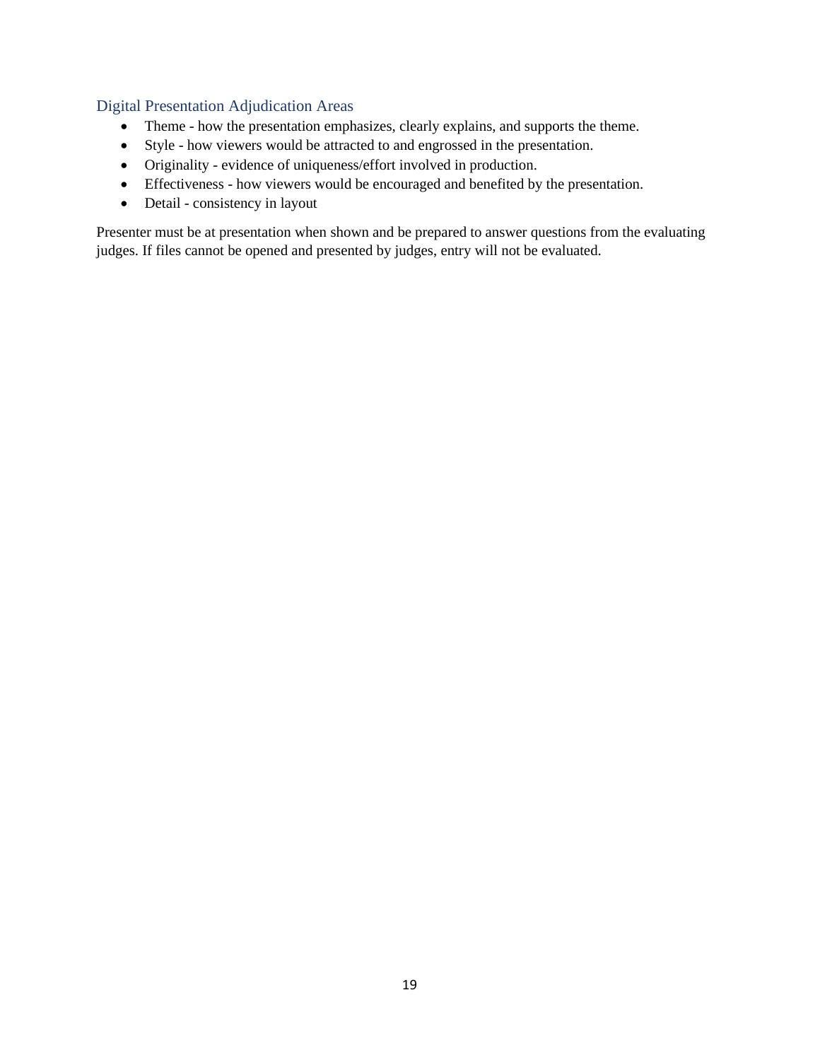## Digital Presentation Adjudication Areas

- Theme - how the presentation emphasizes, clearly explains, and supports the theme.
- Style - how viewers would be attracted to and engrossed in the presentation.
- Originality - evidence of uniqueness/effort involved in production.
- Effectiveness - how viewers would be encouraged and benefited by the presentation.
- Detail - consistency in layout

Presenter must be at presentation when shown and be prepared to answer questions from the evaluating judges. If files cannot be opened and presented by judges, entry will not be evaluated.